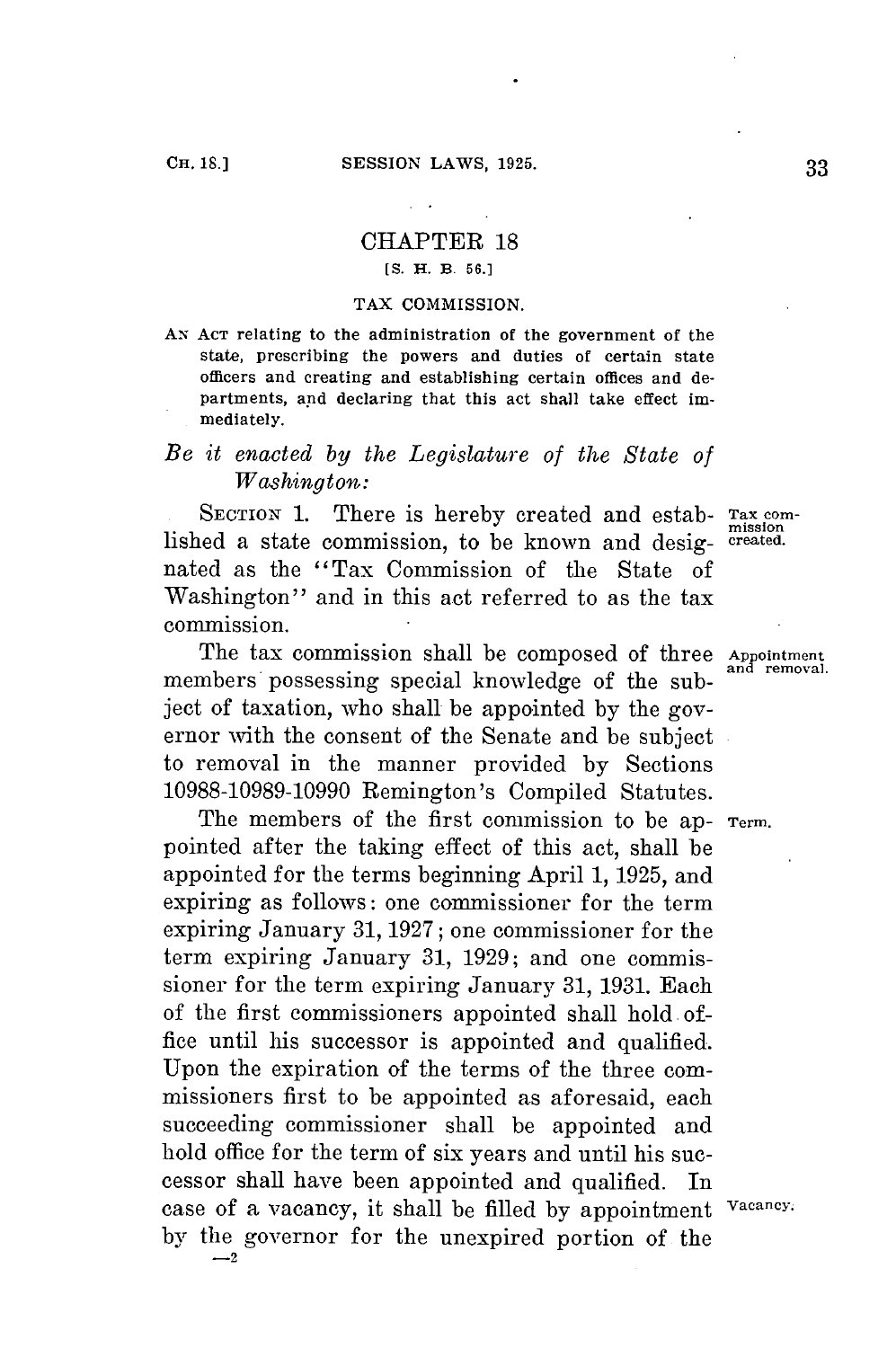# CHAPTER 18

[S. H. B. 56.]

## TAX COMMISSION.

AN ACT relating to the administration of the government of the state, prescribing the powers and duties of certain state officers and creating and establishing certain offices and departments, and declaring that this act shall take effect immediately.

*Be it enacted by the Legislature of the State of Washington:*

SECTION 1. There is hereby created and established a state commission, to be known and designated as the "Tax Commission of the State of Washington" and in this act referred to as the tax commission.

Tax commission created.

The tax commission shall be composed of three members possessing special knowledge of the subject of taxation, who shall be appointed by the governor with the consent of the Senate and be subject to removal in the manner provided by Sections 10988-10989-10990 Remington's Compiled Statutes.

Appointment and removal.

The members of the first commission to be appointed after the taking effect of this act, shall be appointed for the terms beginning April 1, 1925, and expiring as follows: one commissioner for the term expiring January 31, 1927; one commissioner for the term expiring January 31, 1929; and one commissioner for the term expiring January 31, 1931. Each of the first commissioners appointed shall hold office until his successor is appointed and qualified. Upon the expiration of the terms of the three commissioners first to be appointed as aforesaid, each succeeding commissioner shall be appointed and hold office for the term of six years and until his successor shall have been appointed and qualified. In case of a vacancy, it shall be filled by appointment by the governor for the unexpired portion of the

Term.

Vacancy.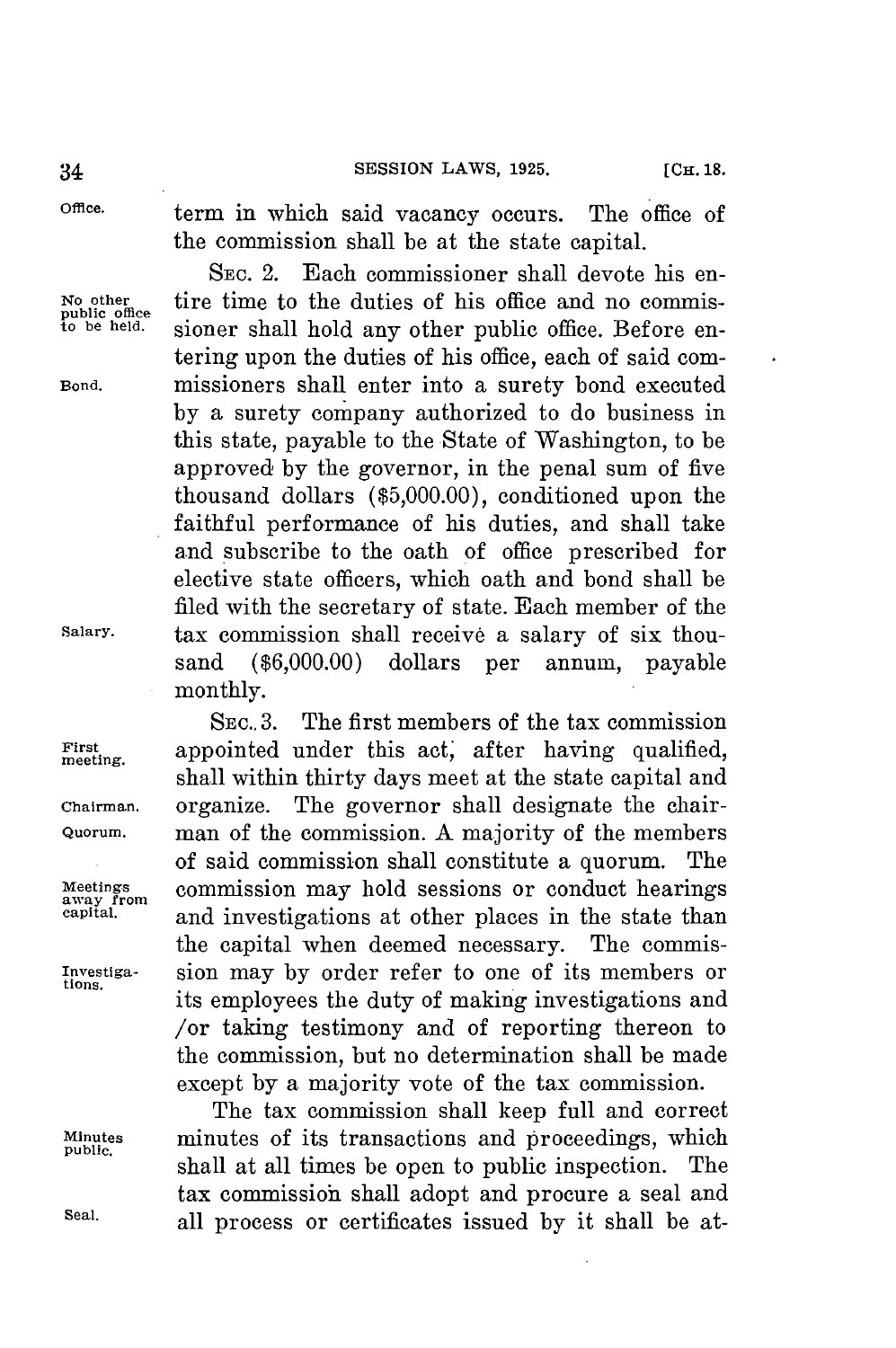term in which said vacancy occurs. The office of the commission shall be at the state capital.

SEC. 2. Each commissioner shall devote his entire time to the duties of his office and no commissioner shall hold any other public office. Before entering upon the duties of his office, each of said commissioners shall enter into a surety bond executed by a surety company authorized to do business in this state, payable to the State of Washington, to be approved by the governor, in the penal sum of five thousand dollars ($5,000.00), conditioned upon the faithful performance of his duties, and shall take and subscribe to the oath of office prescribed for elective state officers, which oath and bond shall be filed with the secretary of state. Each member of the tax commission shall receive a salary of six thousand ($6,000.00) dollars per annum, payable monthly.

SEC. 3. The first members of the tax commission appointed under this act, after having qualified, shall within thirty days meet at the state capital and organize. The governor shall designate the chairman of the commission. A majority of the members of said commission shall constitute a quorum. The commission may hold sessions or conduct hearings and investigations at other places in the state than the capital when deemed necessary. The commission may by order refer to one of its members or its employees the duty of making investigations and /or taking testimony and of reporting thereon to the commission, but no determination shall be made except by a majority vote of the tax commission.

The tax commission shall keep full and correct minutes of its transactions and proceedings, which shall at all times be open to public inspection. The tax commission shall adopt and procure a seal and all process or certificates issued by it shall be at-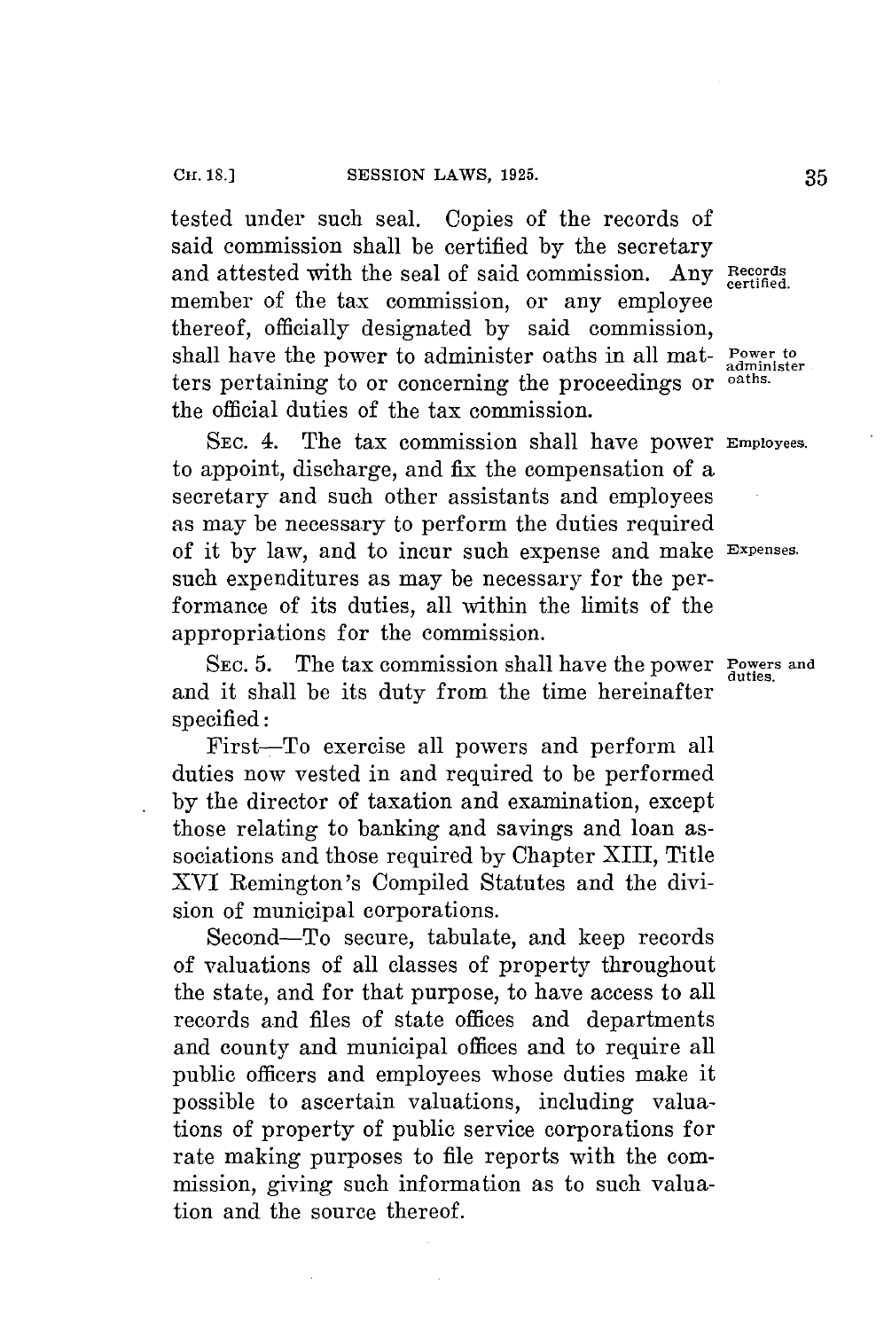tested under such seal. Copies of the records of said commission shall be certified by the secretary and attested with the seal of said commission. Any member of the tax commission, or any employee thereof, officially designated by said commission, shall have the power to administer oaths in all matters pertaining to or concerning the proceedings or the official duties of the tax commission.

Records certified.

Power to administer oaths.

SEC. 4. The tax commission shall have power to appoint, discharge, and fix the compensation of a secretary and such other assistants and employees as may be necessary to perform the duties required of it by law, and to incur such expense and make such expenditures as may be necessary for the performance of its duties, all within the limits of the appropriations for the commission.

Employees.

Expenses.

SEC. 5. The tax commission shall have the power and it shall be its duty from the time hereinafter specified:

Powers and duties.

First—To exercise all powers and perform all duties now vested in and required to be performed by the director of taxation and examination, except those relating to banking and savings and loan associations and those required by Chapter XIII, Title XVI Remington's Compiled Statutes and the division of municipal corporations.

Second—To secure, tabulate, and keep records of valuations of all classes of property throughout the state, and for that purpose, to have access to all records and files of state offices and departments and county and municipal offices and to require all public officers and employees whose duties make it possible to ascertain valuations, including valuations of property of public service corporations for rate making purposes to file reports with the commission, giving such information as to such valuation and the source thereof.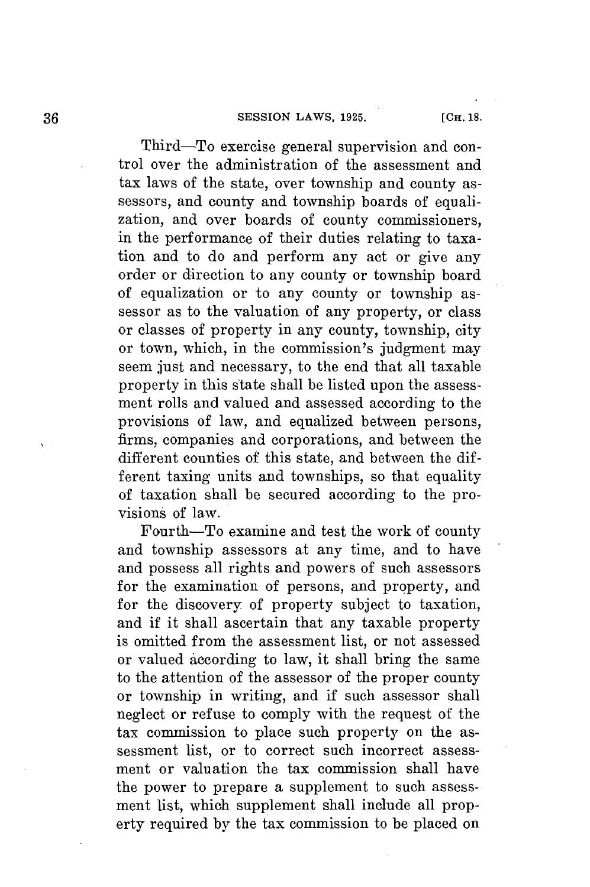Third—To exercise general supervision and control over the administration of the assessment and tax laws of the state, over township and county assessors, and county and township boards of equalization, and over boards of county commissioners, in the performance of their duties relating to taxation and to do and perform any act or give any order or direction to any county or township board of equalization or to any county or township assessor as to the valuation of any property, or class or classes of property in any county, township, city or town, which, in the commission's judgment may seem just and necessary, to the end that all taxable property in this state shall be listed upon the assessment rolls and valued and assessed according to the provisions of law, and equalized between persons, firms, companies and corporations, and between the different counties of this state, and between the different taxing units and townships, so that equality of taxation shall be secured according to the provisions of law.

Fourth—To examine and test the work of county and township assessors at any time, and to have and possess all rights and powers of such assessors for the examination of persons, and property, and for the discovery of property subject to taxation, and if it shall ascertain that any taxable property is omitted from the assessment list, or not assessed or valued according to law, it shall bring the same to the attention of the assessor of the proper county or township in writing, and if such assessor shall neglect or refuse to comply with the request of the tax commission to place such property on the assessment list, or to correct such incorrect assessment or valuation the tax commission shall have the power to prepare a supplement to such assessment list, which supplement shall include all property required by the tax commission to be placed on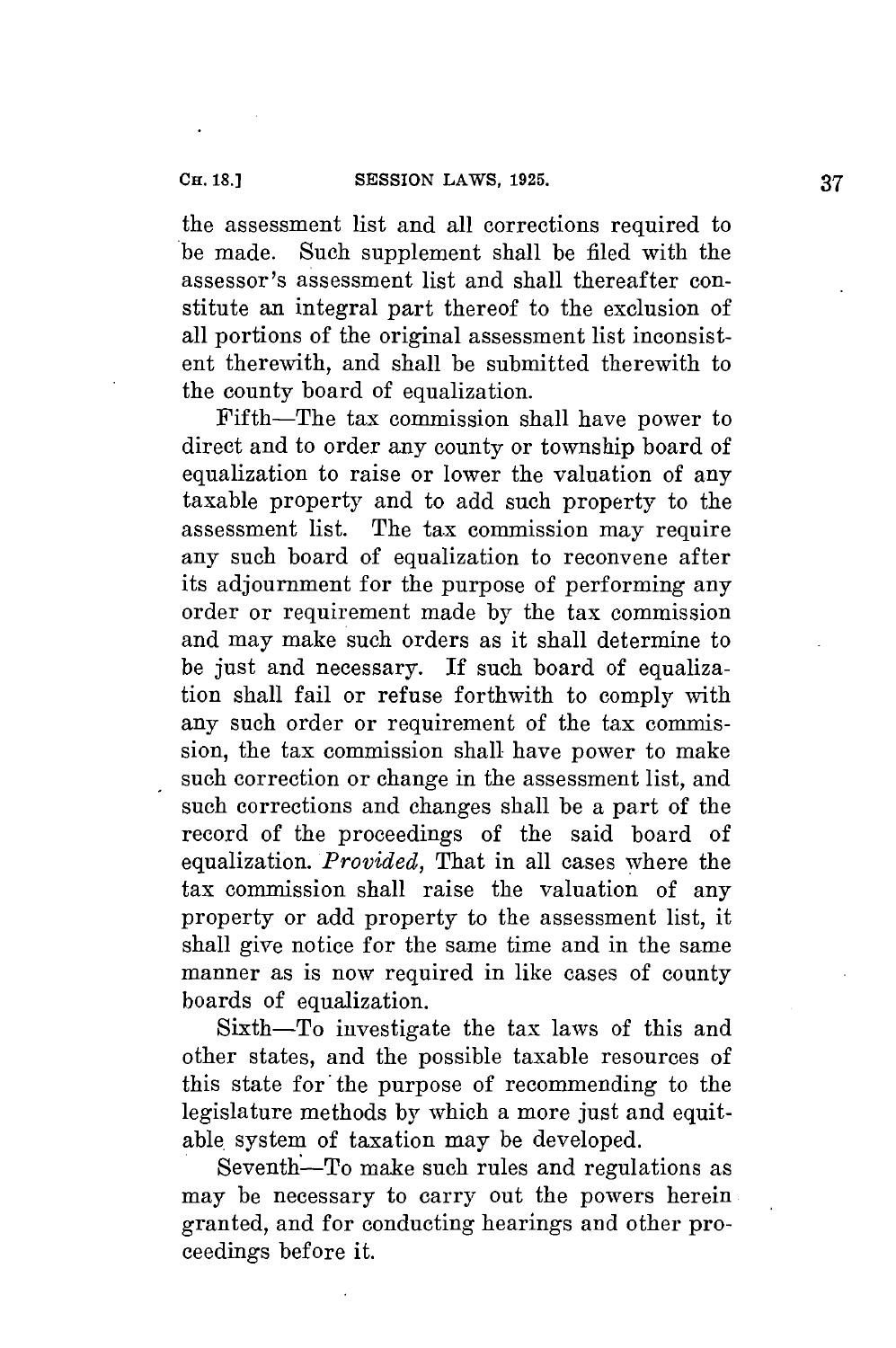the assessment list and all corrections required to be made. Such supplement shall be filed with the assessor's assessment list and shall thereafter constitute an integral part thereof to the exclusion of all portions of the original assessment list inconsistent therewith, and shall be submitted therewith to the county board of equalization.

Fifth—The tax commission shall have power to direct and to order any county or township board of equalization to raise or lower the valuation of any taxable property and to add such property to the assessment list. The tax commission may require any such board of equalization to reconvene after its adjournment for the purpose of performing any order or requirement made by the tax commission and may make such orders as it shall determine to be just and necessary. If such board of equalization shall fail or refuse forthwith to comply with any such order or requirement of the tax commission, the tax commission shall have power to make such correction or change in the assessment list, and such corrections and changes shall be a part of the record of the proceedings of the said board of equalization. *Provided,* That in all cases where the tax commission shall raise the valuation of any property or add property to the assessment list, it shall give notice for the same time and in the same manner as is now required in like cases of county boards of equalization.

Sixth—To investigate the tax laws of this and other states, and the possible taxable resources of this state for the purpose of recommending to the legislature methods by which a more just and equitable system of taxation may be developed.

Seventh—To make such rules and regulations as may be necessary to carry out the powers herein granted, and for conducting hearings and other proceedings before it.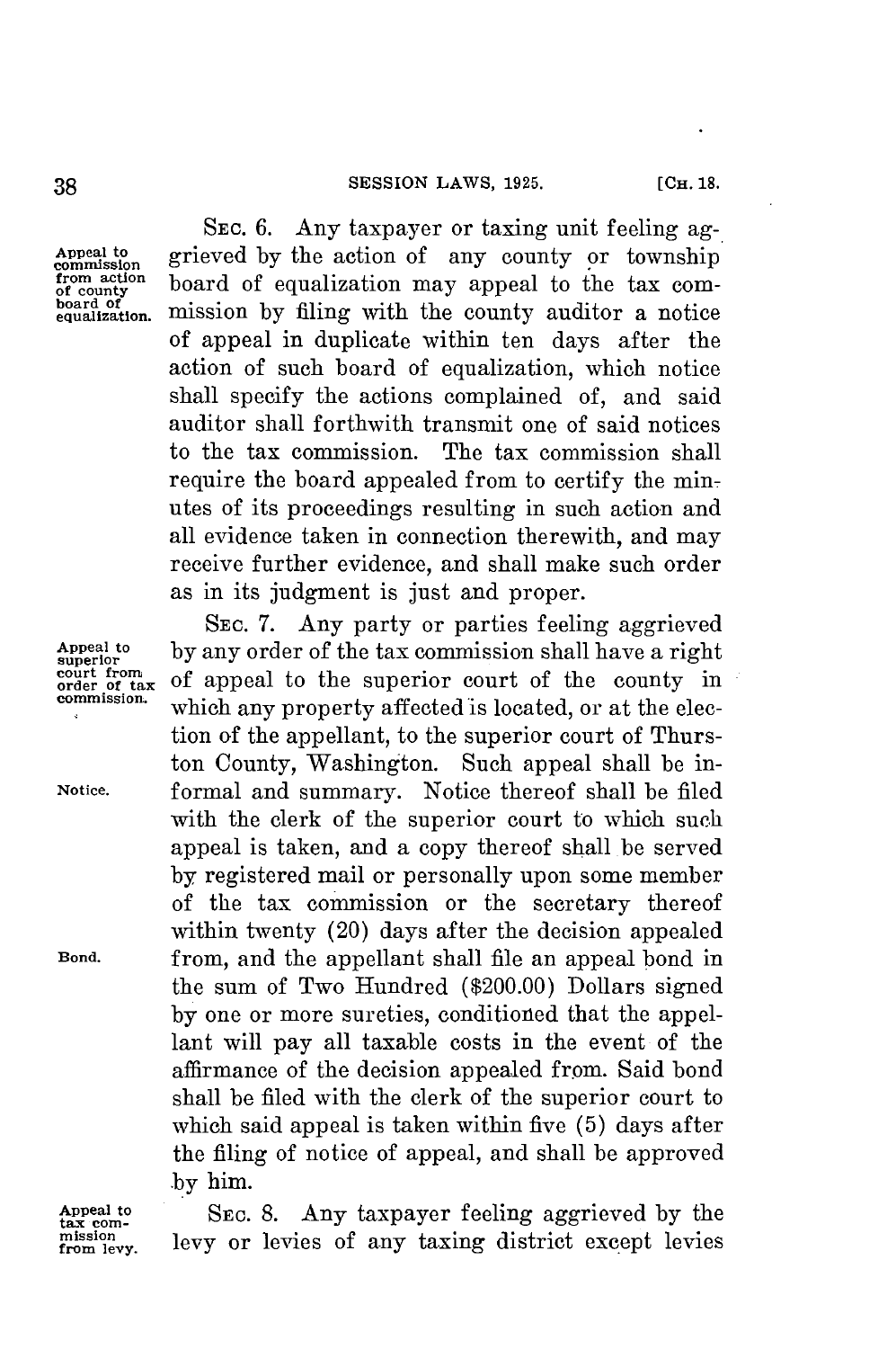Appeal to commission from action of county board of equalization.

SEC. 6. Any taxpayer or taxing unit feeling aggrieved by the action of any county or township board of equalization may appeal to the tax commission by filing with the county auditor a notice of appeal in duplicate within ten days after the action of such board of equalization, which notice shall specify the actions complained of, and said auditor shall forthwith transmit one of said notices to the tax commission. The tax commission shall require the board appealed from to certify the minutes of its proceedings resulting in such action and all evidence taken in connection therewith, and may receive further evidence, and shall make such order as in its judgment is just and proper.

Appeal to superior court from order of tax commission.

SEC. 7. Any party or parties feeling aggrieved by any order of the tax commission shall have a right of appeal to the superior court of the county in which any property affected is located, or at the election of the appellant, to the superior court of Thurston County, Washington. Such appeal shall be informal and summary.

Notice.

Notice thereof shall be filed with the clerk of the superior court to which such appeal is taken, and a copy thereof shall be served by registered mail or personally upon some member of the tax commission or the secretary thereof within twenty (20) days after the decision appealed from, and the appellant shall file an appeal bond in the sum of Two Hundred ($200.00) Dollars signed by one or more sureties, conditioned that the appellant will pay all taxable costs in the event of the affirmance of the decision appealed from.

Bond.

Said bond shall be filed with the clerk of the superior court to which said appeal is taken within five (5) days after the filing of notice of appeal, and shall be approved by him.

Appeal to tax commission from levy.

SEC. 8. Any taxpayer feeling aggrieved by the levy or levies of any taxing district except levies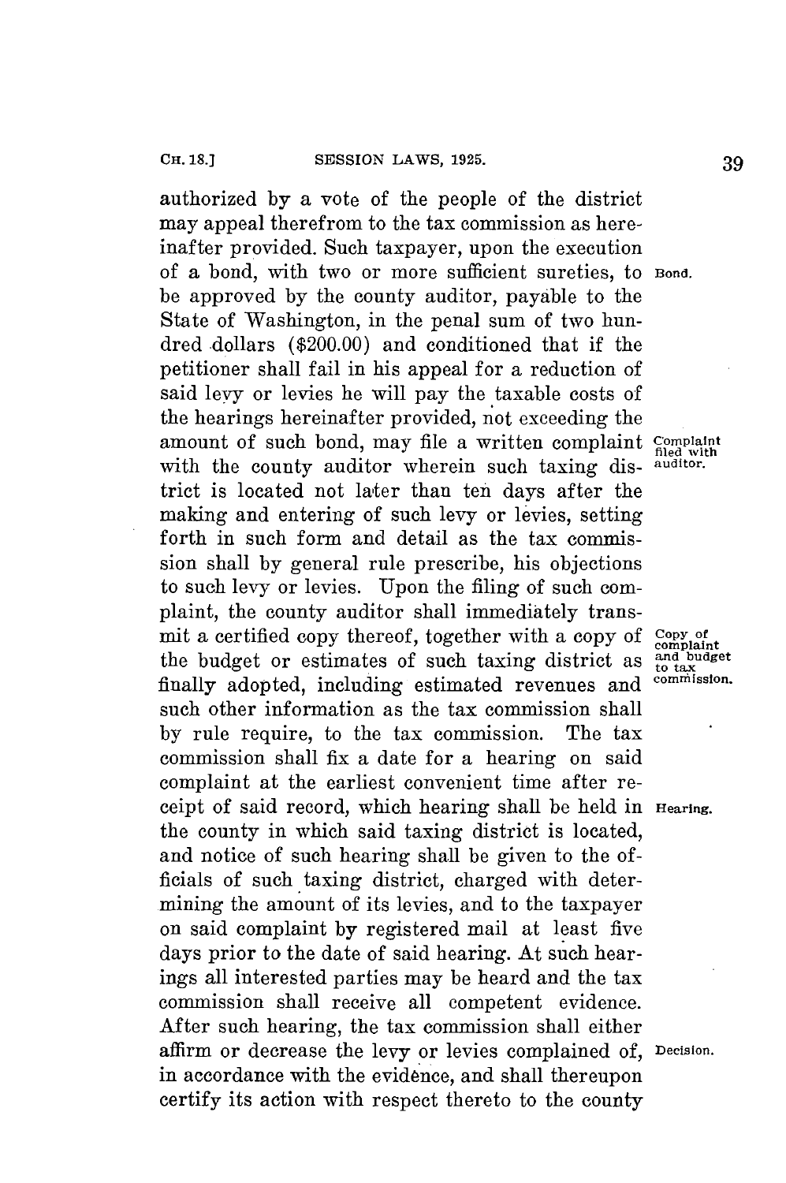authorized by a vote of the people of the district may appeal therefrom to the tax commission as hereinafter provided. Such taxpayer, upon the execution of a bond, with two or more sufficient sureties, to be approved by the county auditor, payable to the State of Washington, in the penal sum of two hundred dollars ($200.00) and conditioned that if the petitioner shall fail in his appeal for a reduction of said levy or levies he will pay the taxable costs of the hearings hereinafter provided, not exceeding the amount of such bond, may file a written complaint with the county auditor wherein such taxing district is located not later than ten days after the making and entering of such levy or levies, setting forth in such form and detail as the tax commission shall by general rule prescribe, his objections to such levy or levies. Upon the filing of such complaint, the county auditor shall immediately transmit a certified copy thereof, together with a copy of the budget or estimates of such taxing district as finally adopted, including estimated revenues and such other information as the tax commission shall by rule require, to the tax commission. The tax commission shall fix a date for a hearing on said complaint at the earliest convenient time after receipt of said record, which hearing shall be held in the county in which said taxing district is located, and notice of such hearing shall be given to the officials of such taxing district, charged with determining the amount of its levies, and to the taxpayer on said complaint by registered mail at least five days prior to the date of said hearing. At such hearings all interested parties may be heard and the tax commission shall receive all competent evidence. After such hearing, the tax commission shall either affirm or decrease the levy or levies complained of, in accordance with the evidence, and shall thereupon certify its action with respect thereto to the county

*Bond.*

*Complaint filed with auditor.*

*Copy of complaint and budget to tax commission.*

*Hearing.*

*Decision.*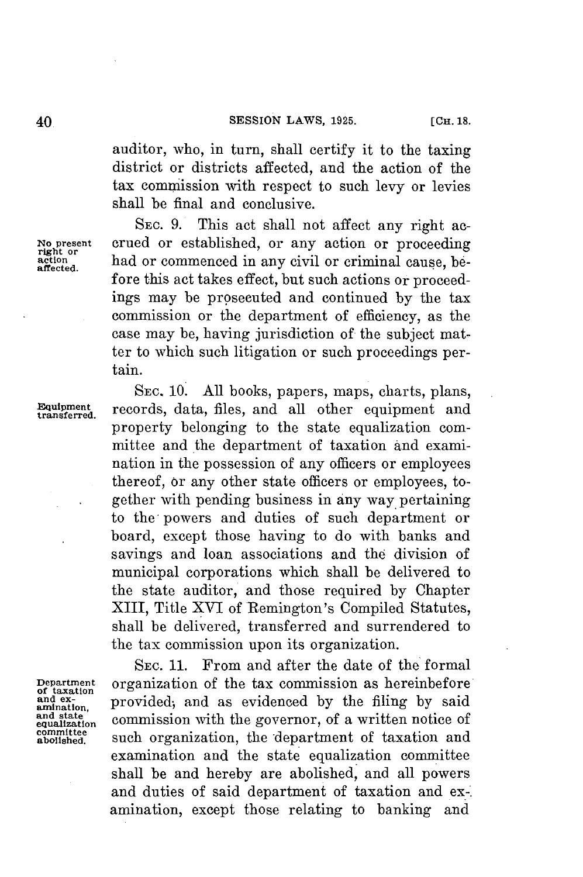auditor, who, in turn, shall certify it to the taxing district or districts affected, and the action of the tax commission with respect to such levy or levies shall be final and conclusive.

No present right or action affected.

SEC. 9. This act shall not affect any right accrued or established, or any action or proceeding had or commenced in any civil or criminal cause, before this act takes effect, but such actions or proceedings may be prosecuted and continued by the tax commission or the department of efficiency, as the case may be, having jurisdiction of the subject matter to which such litigation or such proceedings pertain.

Equipment transferred.

SEC. 10. All books, papers, maps, charts, plans, records, data, files, and all other equipment and property belonging to the state equalization committee and the department of taxation and examination in the possession of any officers or employees thereof, or any other state officers or employees, together with pending business in any way pertaining to the powers and duties of such department or board, except those having to do with banks and savings and loan associations and the division of municipal corporations which shall be delivered to the state auditor, and those required by Chapter XIII, Title XVI of Remington's Compiled Statutes, shall be delivered, transferred and surrendered to the tax commission upon its organization.

Department of taxation and examination, and state equalization committee abolished.

SEC. 11. From and after the date of the formal organization of the tax commission as hereinbefore provided, and as evidenced by the filing by said commission with the governor, of a written notice of such organization, the department of taxation and examination and the state equalization committee shall be and hereby are abolished, and all powers and duties of said department of taxation and examination, except those relating to banking and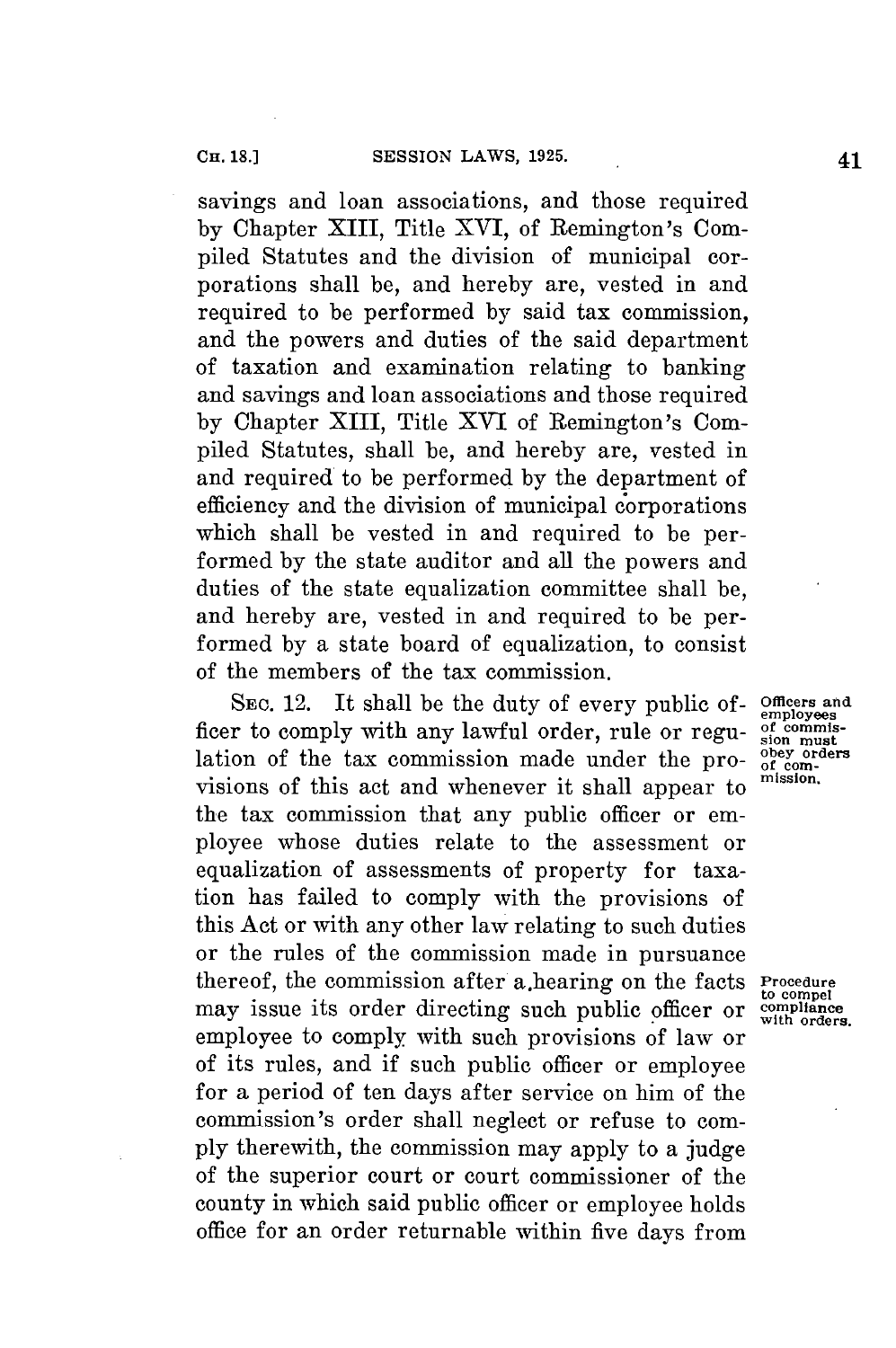savings and loan associations, and those required by Chapter XIII, Title XVI, of Remington's Compiled Statutes and the division of municipal corporations shall be, and hereby are, vested in and required to be performed by said tax commission, and the powers and duties of the said department of taxation and examination relating to banking and savings and loan associations and those required by Chapter XIII, Title XVI of Remington's Compiled Statutes, shall be, and hereby are, vested in and required to be performed by the department of efficiency and the division of municipal corporations which shall be vested in and required to be performed by the state auditor and all the powers and duties of the state equalization committee shall be, and hereby are, vested in and required to be performed by a state board of equalization, to consist of the members of the tax commission.

*Officers and employees of commission must obey orders of commission.*

SEC. 12. It shall be the duty of every public officer to comply with any lawful order, rule or regulation of the tax commission made under the provisions of this act and whenever it shall appear to the tax commission that any public officer or employee whose duties relate to the assessment or equalization of assessments of property for taxation has failed to comply with the provisions of this Act or with any other law relating to such duties or the rules of the commission made in pursuance thereof, the commission after a hearing on the facts may issue its order directing such public officer or employee to comply with such provisions of law or of its rules, and if such public officer or employee for a period of ten days after service on him of the commission's order shall neglect or refuse to comply therewith, the commission may apply to a judge of the superior court or court commissioner of the county in which said public officer or employee holds office for an order returnable within five days from

*Procedure to compel compliance with orders.*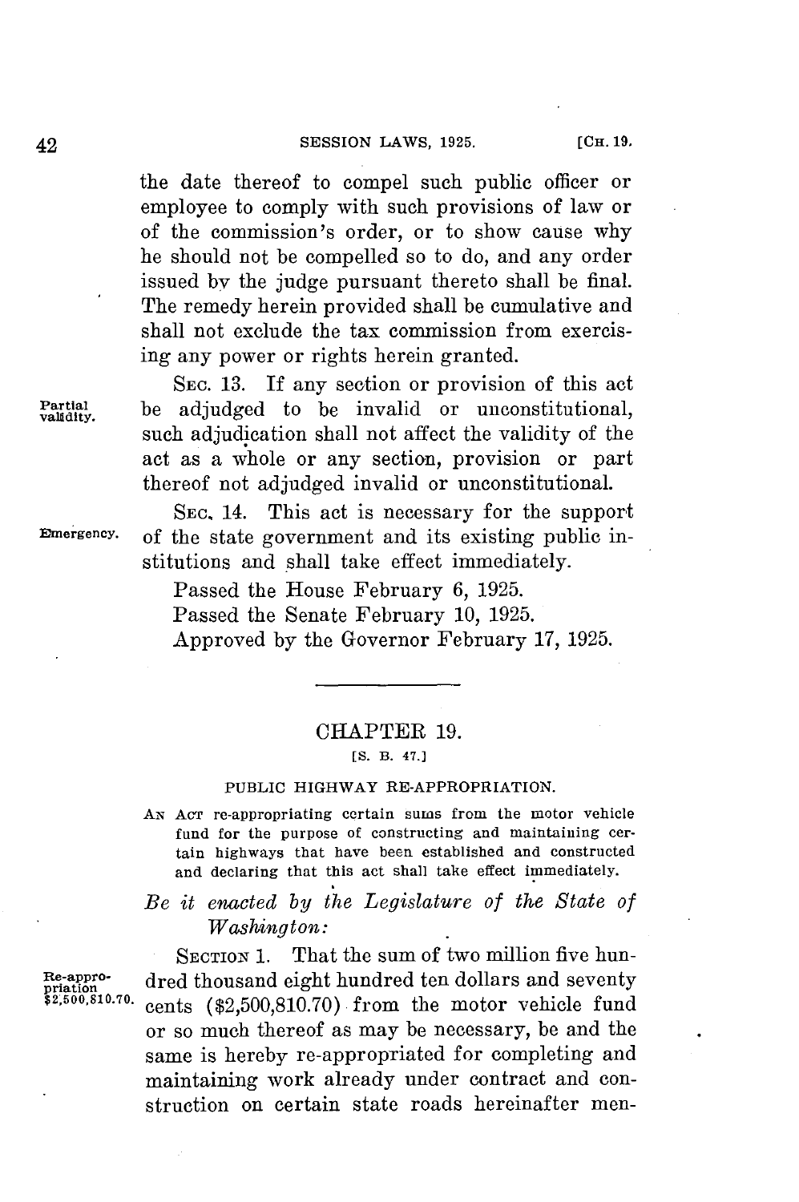the date thereof to compel such public officer or employee to comply with such provisions of law or of the commission's order, or to show cause why he should not be compelled so to do, and any order issued by the judge pursuant thereto shall be final. The remedy herein provided shall be cumulative and shall not exclude the tax commission from exercising any power or rights herein granted.

Partial validity.

SEC. 13. If any section or provision of this act be adjudged to be invalid or unconstitutional, such adjudication shall not affect the validity of the act as a whole or any section, provision or part thereof not adjudged invalid or unconstitutional.

Emergency.

SEC. 14. This act is necessary for the support of the state government and its existing public institutions and shall take effect immediately.

Passed the House February 6, 1925.

Passed the Senate February 10, 1925.

Approved by the Governor February 17, 1925.

## CHAPTER 19.

[S. B. 47.]

### PUBLIC HIGHWAY RE-APPROPRIATION.

AN ACT re-appropriating certain sums from the motor vehicle fund for the purpose of constructing and maintaining certain highways that have been established and constructed and declaring that this act shall take effect immediately.

*Be it enacted by the Legislature of the State of Washington:*

Re-appropriation $2,500,810.70.

SECTION 1. That the sum of two million five hundred thousand eight hundred ten dollars and seventy cents ($2,500,810.70) from the motor vehicle fund or so much thereof as may be necessary, be and the same is hereby re-appropriated for completing and maintaining work already under contract and construction on certain state roads hereinafter men-